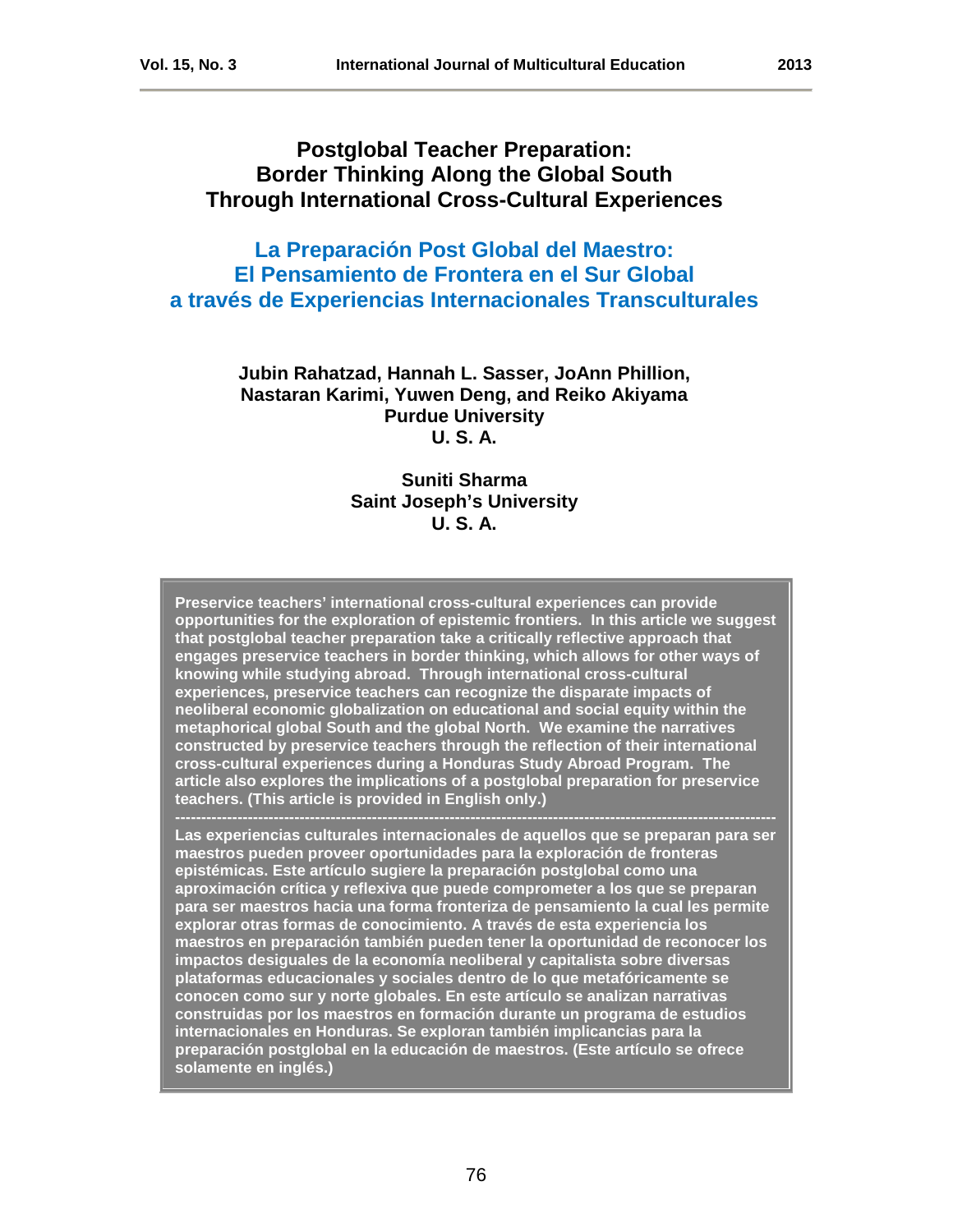# Postglobal Teacher Preparation: Border Thinking Along the Global South Through International Cross-Cultural Experiences

# La Preparación Post Global del Maestro: El Pensamiento de Frontera en el Sur Global a través de Experiencias Internacionales Transculturales

**Jubin Rahatzad, Hannah L. Sasser, JoAnn Phillion, Nastaran Karimi, Yuwen Deng, and Reiko Akiyama**
**Purdue University**
**U. S. A.**

**Suniti Sharma**
**Saint Joseph's University**
**U. S. A.**

**Preservice teachers' international cross-cultural experiences can provide opportunities for the exploration of epistemic frontiers. In this article we suggest that postglobal teacher preparation take a critically reflective approach that engages preservice teachers in border thinking, which allows for other ways of knowing while studying abroad. Through international cross-cultural experiences, preservice teachers can recognize the disparate impacts of neoliberal economic globalization on educational and social equity within the metaphorical global South and the global North. We examine the narratives constructed by preservice teachers through the reflection of their international cross-cultural experiences during a Honduras Study Abroad Program. The article also explores the implications of a postglobal preparation for preservice teachers. (This article is provided in English only.)**

---

**Las experiencias culturales internacionales de aquellos que se preparan para ser maestros pueden proveer oportunidades para la exploración de fronteras epistémicas. Este artículo sugiere la preparación postglobal como una aproximación crítica y reflexiva que puede comprometer a los que se preparan para ser maestros hacia una forma fronteriza de pensamiento la cual les permite explorar otras formas de conocimiento. A través de esta experiencia los maestros en preparación también pueden tener la oportunidad de reconocer los impactos desiguales de la economía neoliberal y capitalista sobre diversas plataformas educacionales y sociales dentro de lo que metafóricamente se conocen como sur y norte globales. En este artículo se analizan narrativas construidas por los maestros en formación durante un programa de estudios internacionales en Honduras. Se exploran también implicancias para la preparación postglobal en la educación de maestros. (Este artículo se ofrece solamente en inglés.)**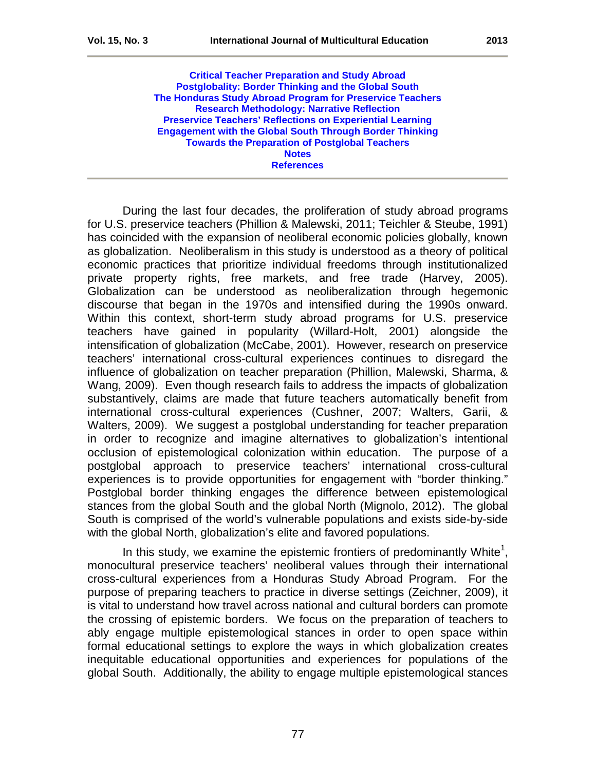Critical Teacher Preparation and Study Abroad
Postglobality: Border Thinking and the Global South
The Honduras Study Abroad Program for Preservice Teachers
Research Methodology: Narrative Reflection
Preservice Teachers' Reflections on Experiential Learning
Engagement with the Global South Through Border Thinking
Towards the Preparation of Postglobal Teachers
Notes
References

During the last four decades, the proliferation of study abroad programs for U.S. preservice teachers (Phillion & Malewski, 2011; Teichler & Steube, 1991) has coincided with the expansion of neoliberal economic policies globally, known as globalization. Neoliberalism in this study is understood as a theory of political economic practices that prioritize individual freedoms through institutionalized private property rights, free markets, and free trade (Harvey, 2005). Globalization can be understood as neoliberalization through hegemonic discourse that began in the 1970s and intensified during the 1990s onward. Within this context, short-term study abroad programs for U.S. preservice teachers have gained in popularity (Willard-Holt, 2001) alongside the intensification of globalization (McCabe, 2001). However, research on preservice teachers' international cross-cultural experiences continues to disregard the influence of globalization on teacher preparation (Phillion, Malewski, Sharma, & Wang, 2009). Even though research fails to address the impacts of globalization substantively, claims are made that future teachers automatically benefit from international cross-cultural experiences (Cushner, 2007; Walters, Garii, & Walters, 2009). We suggest a postglobal understanding for teacher preparation in order to recognize and imagine alternatives to globalization's intentional occlusion of epistemological colonization within education. The purpose of a postglobal approach to preservice teachers' international cross-cultural experiences is to provide opportunities for engagement with "border thinking." Postglobal border thinking engages the difference between epistemological stances from the global South and the global North (Mignolo, 2012). The global South is comprised of the world's vulnerable populations and exists side-by-side with the global North, globalization's elite and favored populations.

In this study, we examine the epistemic frontiers of predominantly White[1], monocultural preservice teachers' neoliberal values through their international cross-cultural experiences from a Honduras Study Abroad Program. For the purpose of preparing teachers to practice in diverse settings (Zeichner, 2009), it is vital to understand how travel across national and cultural borders can promote the crossing of epistemic borders. We focus on the preparation of teachers to ably engage multiple epistemological stances in order to open space within formal educational settings to explore the ways in which globalization creates inequitable educational opportunities and experiences for populations of the global South. Additionally, the ability to engage multiple epistemological stances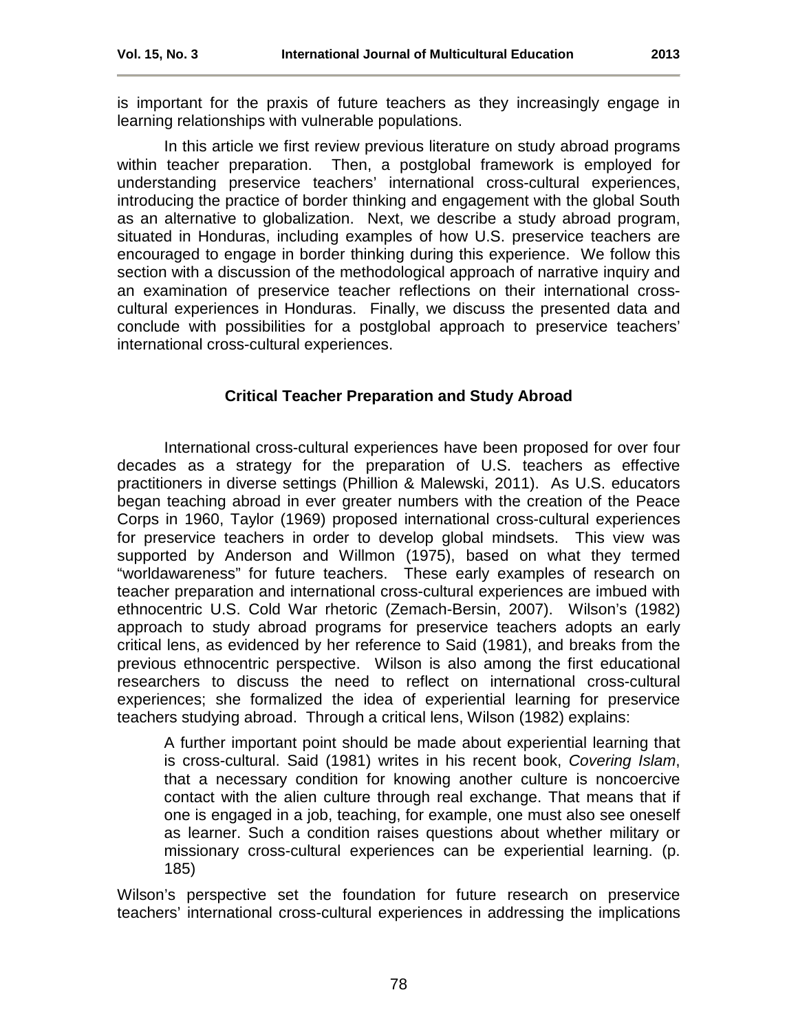is important for the praxis of future teachers as they increasingly engage in learning relationships with vulnerable populations.

In this article we first review previous literature on study abroad programs within teacher preparation. Then, a postglobal framework is employed for understanding preservice teachers' international cross-cultural experiences, introducing the practice of border thinking and engagement with the global South as an alternative to globalization. Next, we describe a study abroad program, situated in Honduras, including examples of how U.S. preservice teachers are encouraged to engage in border thinking during this experience. We follow this section with a discussion of the methodological approach of narrative inquiry and an examination of preservice teacher reflections on their international cross-cultural experiences in Honduras. Finally, we discuss the presented data and conclude with possibilities for a postglobal approach to preservice teachers' international cross-cultural experiences.

## Critical Teacher Preparation and Study Abroad

International cross-cultural experiences have been proposed for over four decades as a strategy for the preparation of U.S. teachers as effective practitioners in diverse settings (Phillion & Malewski, 2011). As U.S. educators began teaching abroad in ever greater numbers with the creation of the Peace Corps in 1960, Taylor (1969) proposed international cross-cultural experiences for preservice teachers in order to develop global mindsets. This view was supported by Anderson and Willmon (1975), based on what they termed "worldawareness" for future teachers. These early examples of research on teacher preparation and international cross-cultural experiences are imbued with ethnocentric U.S. Cold War rhetoric (Zemach-Bersin, 2007). Wilson's (1982) approach to study abroad programs for preservice teachers adopts an early critical lens, as evidenced by her reference to Said (1981), and breaks from the previous ethnocentric perspective. Wilson is also among the first educational researchers to discuss the need to reflect on international cross-cultural experiences; she formalized the idea of experiential learning for preservice teachers studying abroad. Through a critical lens, Wilson (1982) explains:

> A further important point should be made about experiential learning that is cross-cultural. Said (1981) writes in his recent book, *Covering Islam*, that a necessary condition for knowing another culture is noncoercive contact with the alien culture through real exchange. That means that if one is engaged in a job, teaching, for example, one must also see oneself as learner. Such a condition raises questions about whether military or missionary cross-cultural experiences can be experiential learning. (p. 185)

Wilson's perspective set the foundation for future research on preservice teachers' international cross-cultural experiences in addressing the implications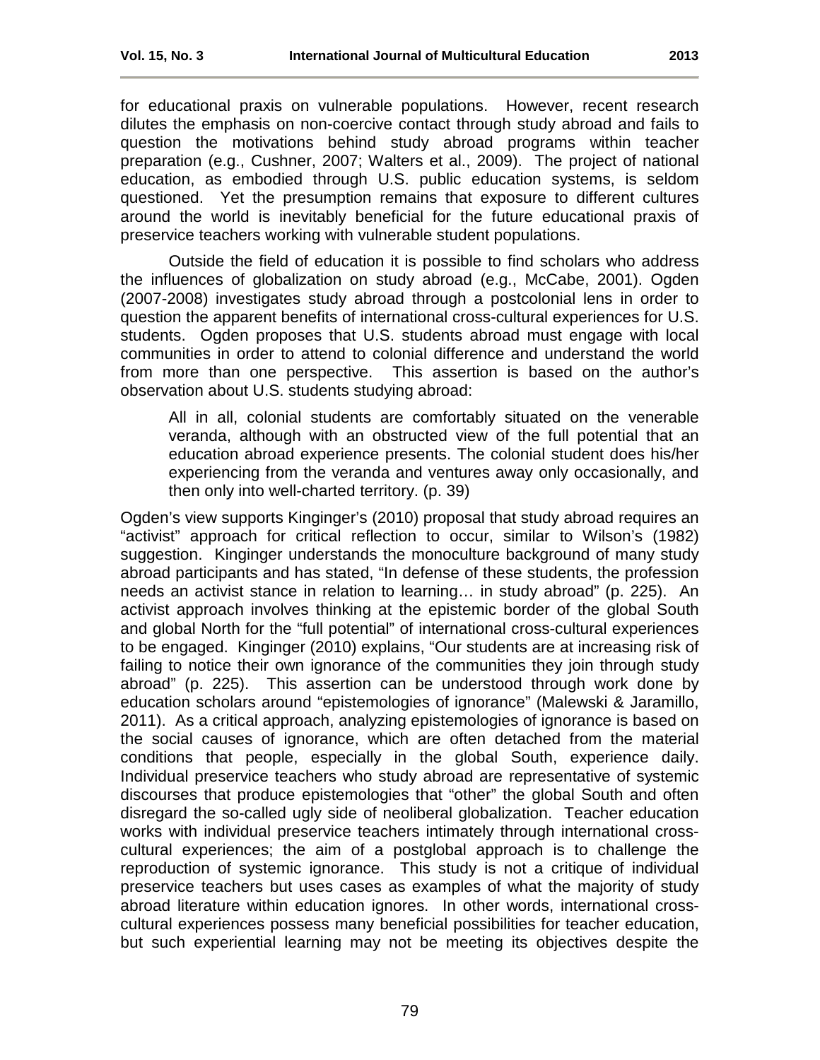for educational praxis on vulnerable populations. However, recent research dilutes the emphasis on non-coercive contact through study abroad and fails to question the motivations behind study abroad programs within teacher preparation (e.g., Cushner, 2007; Walters et al., 2009). The project of national education, as embodied through U.S. public education systems, is seldom questioned. Yet the presumption remains that exposure to different cultures around the world is inevitably beneficial for the future educational praxis of preservice teachers working with vulnerable student populations.

Outside the field of education it is possible to find scholars who address the influences of globalization on study abroad (e.g., McCabe, 2001). Ogden (2007-2008) investigates study abroad through a postcolonial lens in order to question the apparent benefits of international cross-cultural experiences for U.S. students. Ogden proposes that U.S. students abroad must engage with local communities in order to attend to colonial difference and understand the world from more than one perspective. This assertion is based on the author's observation about U.S. students studying abroad:

> All in all, colonial students are comfortably situated on the venerable veranda, although with an obstructed view of the full potential that an education abroad experience presents. The colonial student does his/her experiencing from the veranda and ventures away only occasionally, and then only into well-charted territory. (p. 39)

Ogden's view supports Kinginger's (2010) proposal that study abroad requires an "activist" approach for critical reflection to occur, similar to Wilson's (1982) suggestion. Kinginger understands the monoculture background of many study abroad participants and has stated, "In defense of these students, the profession needs an activist stance in relation to learning… in study abroad" (p. 225). An activist approach involves thinking at the epistemic border of the global South and global North for the "full potential" of international cross-cultural experiences to be engaged. Kinginger (2010) explains, "Our students are at increasing risk of failing to notice their own ignorance of the communities they join through study abroad" (p. 225). This assertion can be understood through work done by education scholars around "epistemologies of ignorance" (Malewski & Jaramillo, 2011). As a critical approach, analyzing epistemologies of ignorance is based on the social causes of ignorance, which are often detached from the material conditions that people, especially in the global South, experience daily. Individual preservice teachers who study abroad are representative of systemic discourses that produce epistemologies that "other" the global South and often disregard the so-called ugly side of neoliberal globalization. Teacher education works with individual preservice teachers intimately through international cross-cultural experiences; the aim of a postglobal approach is to challenge the reproduction of systemic ignorance. This study is not a critique of individual preservice teachers but uses cases as examples of what the majority of study abroad literature within education ignores. In other words, international cross-cultural experiences possess many beneficial possibilities for teacher education, but such experiential learning may not be meeting its objectives despite the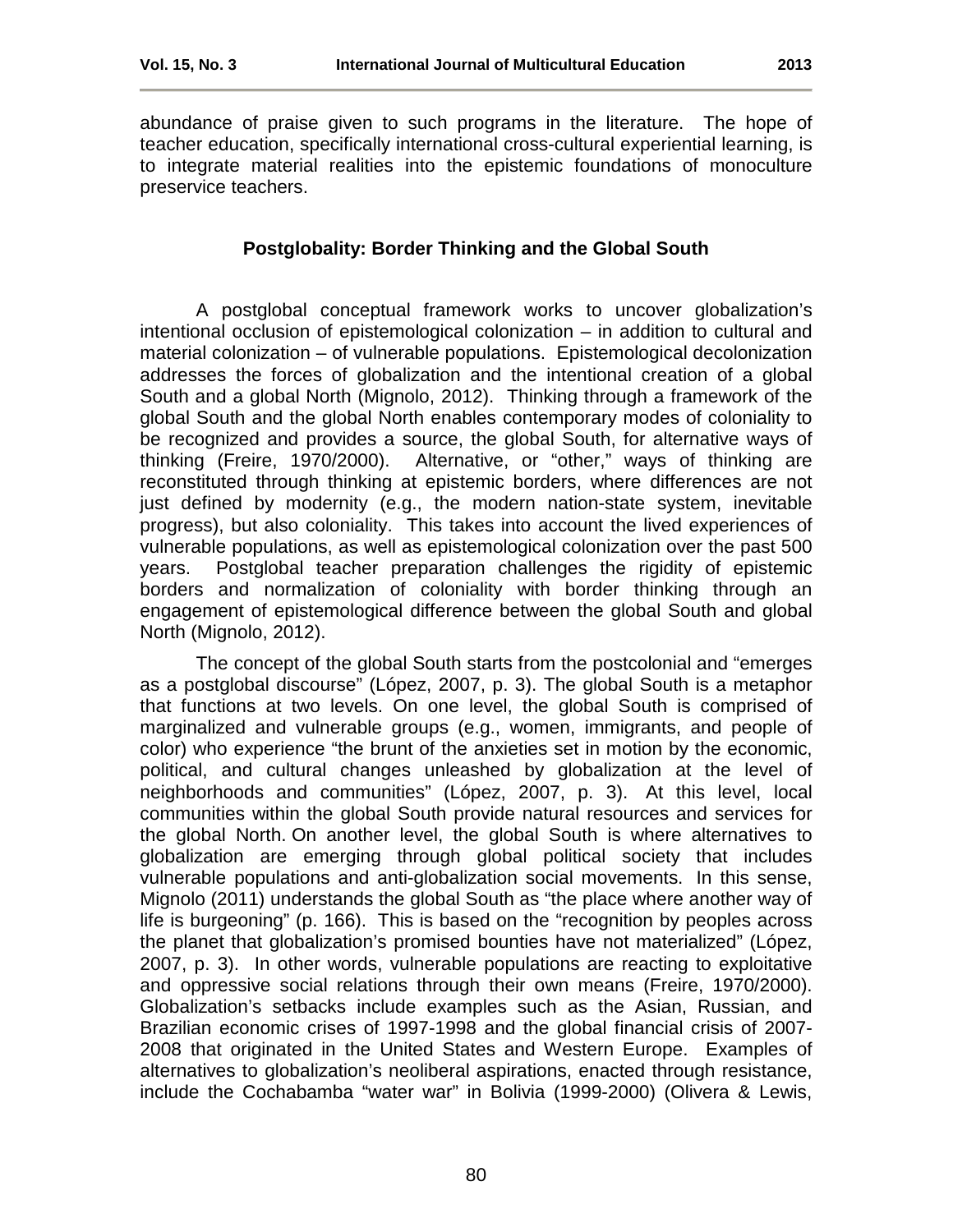abundance of praise given to such programs in the literature. The hope of teacher education, specifically international cross-cultural experiential learning, is to integrate material realities into the epistemic foundations of monoculture preservice teachers.

## Postglobality: Border Thinking and the Global South

A postglobal conceptual framework works to uncover globalization's intentional occlusion of epistemological colonization – in addition to cultural and material colonization – of vulnerable populations. Epistemological decolonization addresses the forces of globalization and the intentional creation of a global South and a global North (Mignolo, 2012). Thinking through a framework of the global South and the global North enables contemporary modes of coloniality to be recognized and provides a source, the global South, for alternative ways of thinking (Freire, 1970/2000). Alternative, or "other," ways of thinking are reconstituted through thinking at epistemic borders, where differences are not just defined by modernity (e.g., the modern nation-state system, inevitable progress), but also coloniality. This takes into account the lived experiences of vulnerable populations, as well as epistemological colonization over the past 500 years. Postglobal teacher preparation challenges the rigidity of epistemic borders and normalization of coloniality with border thinking through an engagement of epistemological difference between the global South and global North (Mignolo, 2012).

The concept of the global South starts from the postcolonial and "emerges as a postglobal discourse" (López, 2007, p. 3). The global South is a metaphor that functions at two levels. On one level, the global South is comprised of marginalized and vulnerable groups (e.g., women, immigrants, and people of color) who experience "the brunt of the anxieties set in motion by the economic, political, and cultural changes unleashed by globalization at the level of neighborhoods and communities" (López, 2007, p. 3). At this level, local communities within the global South provide natural resources and services for the global North. On another level, the global South is where alternatives to globalization are emerging through global political society that includes vulnerable populations and anti-globalization social movements. In this sense, Mignolo (2011) understands the global South as "the place where another way of life is burgeoning" (p. 166). This is based on the "recognition by peoples across the planet that globalization's promised bounties have not materialized" (López, 2007, p. 3). In other words, vulnerable populations are reacting to exploitative and oppressive social relations through their own means (Freire, 1970/2000). Globalization's setbacks include examples such as the Asian, Russian, and Brazilian economic crises of 1997-1998 and the global financial crisis of 2007-2008 that originated in the United States and Western Europe. Examples of alternatives to globalization's neoliberal aspirations, enacted through resistance, include the Cochabamba "water war" in Bolivia (1999-2000) (Olivera & Lewis,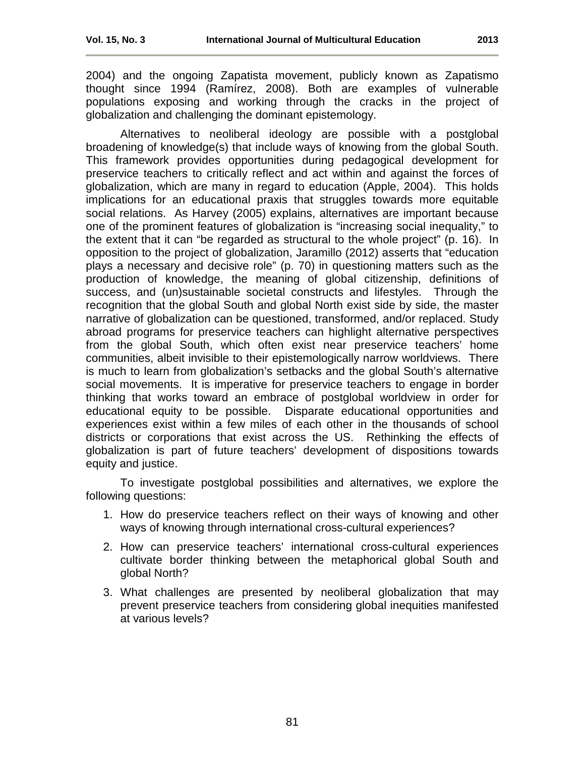2004) and the ongoing Zapatista movement, publicly known as Zapatismo thought since 1994 (Ramírez, 2008). Both are examples of vulnerable populations exposing and working through the cracks in the project of globalization and challenging the dominant epistemology.

Alternatives to neoliberal ideology are possible with a postglobal broadening of knowledge(s) that include ways of knowing from the global South. This framework provides opportunities during pedagogical development for preservice teachers to critically reflect and act within and against the forces of globalization, which are many in regard to education (Apple, 2004). This holds implications for an educational praxis that struggles towards more equitable social relations. As Harvey (2005) explains, alternatives are important because one of the prominent features of globalization is "increasing social inequality," to the extent that it can "be regarded as structural to the whole project" (p. 16). In opposition to the project of globalization, Jaramillo (2012) asserts that "education plays a necessary and decisive role" (p. 70) in questioning matters such as the production of knowledge, the meaning of global citizenship, definitions of success, and (un)sustainable societal constructs and lifestyles. Through the recognition that the global South and global North exist side by side, the master narrative of globalization can be questioned, transformed, and/or replaced. Study abroad programs for preservice teachers can highlight alternative perspectives from the global South, which often exist near preservice teachers' home communities, albeit invisible to their epistemologically narrow worldviews. There is much to learn from globalization's setbacks and the global South's alternative social movements. It is imperative for preservice teachers to engage in border thinking that works toward an embrace of postglobal worldview in order for educational equity to be possible. Disparate educational opportunities and experiences exist within a few miles of each other in the thousands of school districts or corporations that exist across the US. Rethinking the effects of globalization is part of future teachers' development of dispositions towards equity and justice.

To investigate postglobal possibilities and alternatives, we explore the following questions:

1. How do preservice teachers reflect on their ways of knowing and other ways of knowing through international cross-cultural experiences?
2. How can preservice teachers' international cross-cultural experiences cultivate border thinking between the metaphorical global South and global North?
3. What challenges are presented by neoliberal globalization that may prevent preservice teachers from considering global inequities manifested at various levels?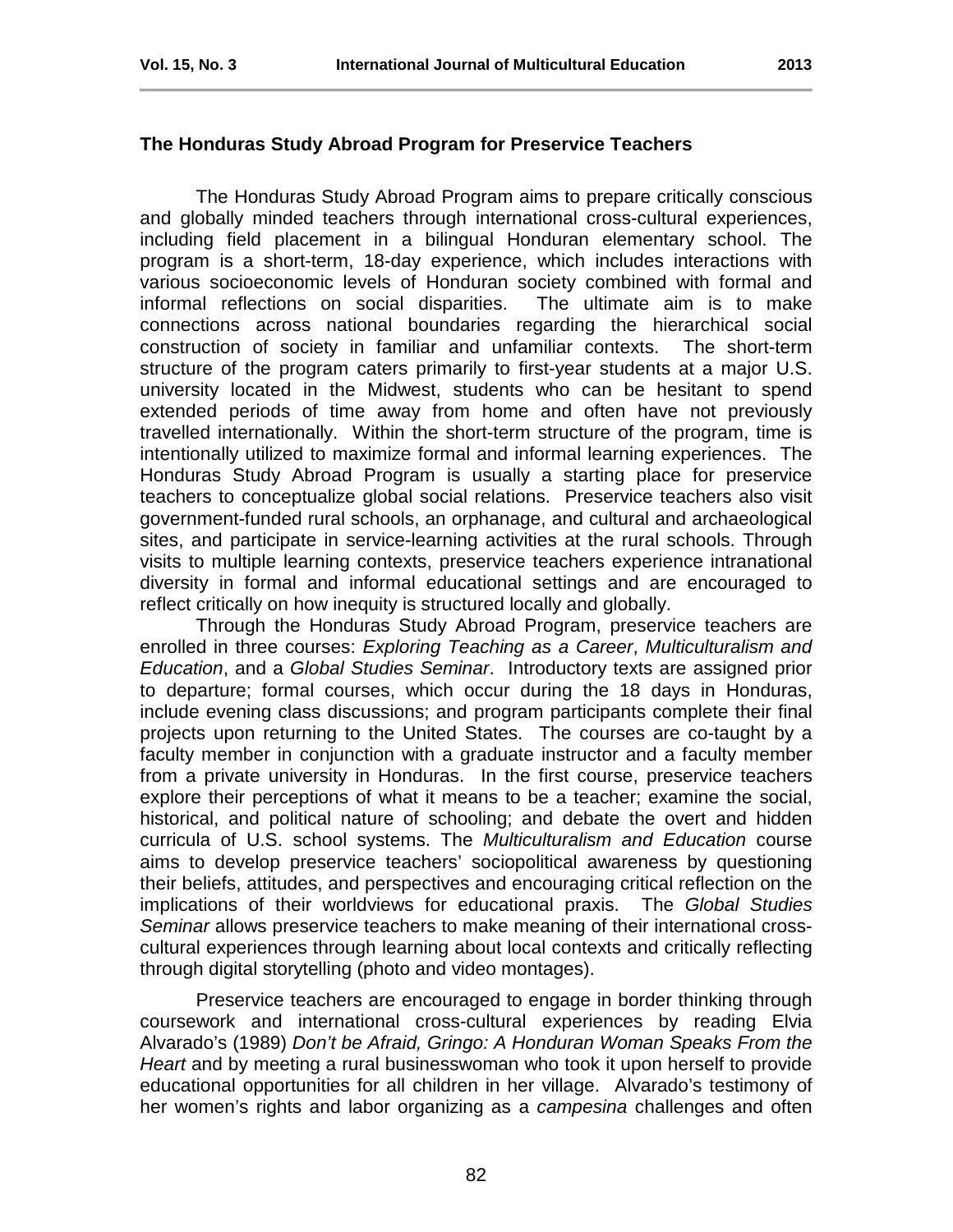**The Honduras Study Abroad Program for Preservice Teachers**

The Honduras Study Abroad Program aims to prepare critically conscious and globally minded teachers through international cross-cultural experiences, including field placement in a bilingual Honduran elementary school. The program is a short-term, 18-day experience, which includes interactions with various socioeconomic levels of Honduran society combined with formal and informal reflections on social disparities. The ultimate aim is to make connections across national boundaries regarding the hierarchical social construction of society in familiar and unfamiliar contexts. The short-term structure of the program caters primarily to first-year students at a major U.S. university located in the Midwest, students who can be hesitant to spend extended periods of time away from home and often have not previously travelled internationally. Within the short-term structure of the program, time is intentionally utilized to maximize formal and informal learning experiences. The Honduras Study Abroad Program is usually a starting place for preservice teachers to conceptualize global social relations. Preservice teachers also visit government-funded rural schools, an orphanage, and cultural and archaeological sites, and participate in service-learning activities at the rural schools. Through visits to multiple learning contexts, preservice teachers experience intranational diversity in formal and informal educational settings and are encouraged to reflect critically on how inequity is structured locally and globally.

Through the Honduras Study Abroad Program, preservice teachers are enrolled in three courses: *Exploring Teaching as a Career*, *Multiculturalism and Education*, and a *Global Studies Seminar*. Introductory texts are assigned prior to departure; formal courses, which occur during the 18 days in Honduras, include evening class discussions; and program participants complete their final projects upon returning to the United States. The courses are co-taught by a faculty member in conjunction with a graduate instructor and a faculty member from a private university in Honduras. In the first course, preservice teachers explore their perceptions of what it means to be a teacher; examine the social, historical, and political nature of schooling; and debate the overt and hidden curricula of U.S. school systems. The *Multiculturalism and Education* course aims to develop preservice teachers' sociopolitical awareness by questioning their beliefs, attitudes, and perspectives and encouraging critical reflection on the implications of their worldviews for educational praxis. The *Global Studies Seminar* allows preservice teachers to make meaning of their international cross-cultural experiences through learning about local contexts and critically reflecting through digital storytelling (photo and video montages).

Preservice teachers are encouraged to engage in border thinking through coursework and international cross-cultural experiences by reading Elvia Alvarado's (1989) *Don't be Afraid, Gringo: A Honduran Woman Speaks From the Heart* and by meeting a rural businesswoman who took it upon herself to provide educational opportunities for all children in her village. Alvarado's testimony of her women's rights and labor organizing as a *campesina* challenges and often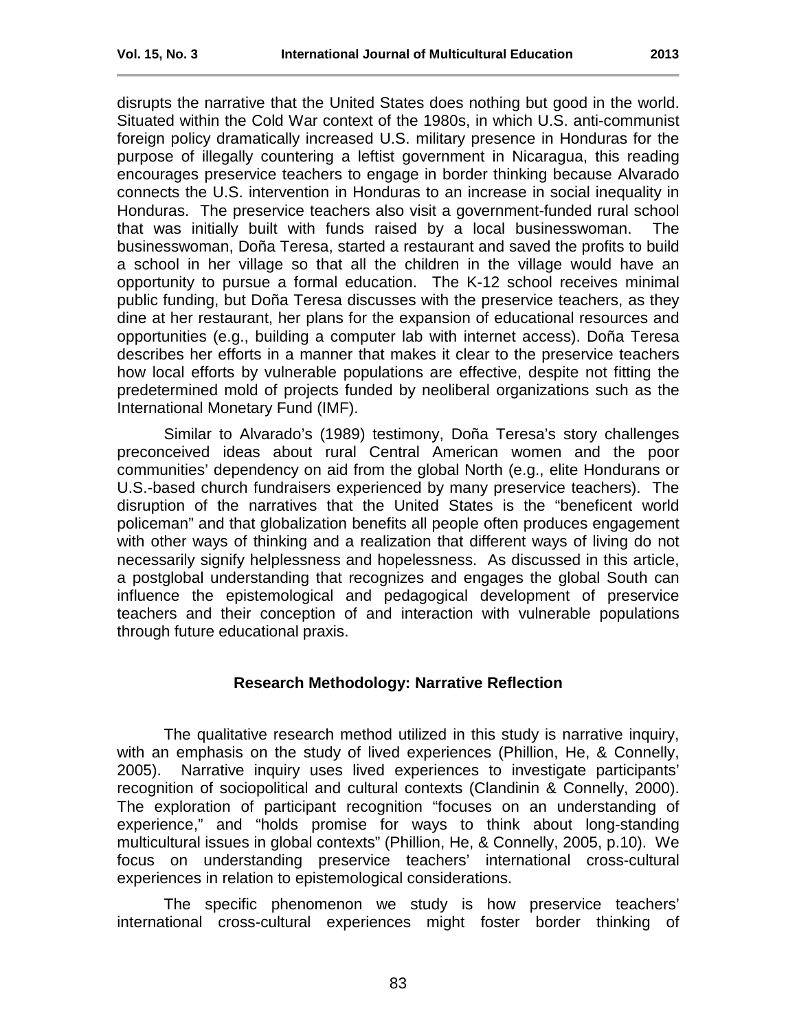disrupts the narrative that the United States does nothing but good in the world. Situated within the Cold War context of the 1980s, in which U.S. anti-communist foreign policy dramatically increased U.S. military presence in Honduras for the purpose of illegally countering a leftist government in Nicaragua, this reading encourages preservice teachers to engage in border thinking because Alvarado connects the U.S. intervention in Honduras to an increase in social inequality in Honduras. The preservice teachers also visit a government-funded rural school that was initially built with funds raised by a local businesswoman. The businesswoman, Doña Teresa, started a restaurant and saved the profits to build a school in her village so that all the children in the village would have an opportunity to pursue a formal education. The K-12 school receives minimal public funding, but Doña Teresa discusses with the preservice teachers, as they dine at her restaurant, her plans for the expansion of educational resources and opportunities (e.g., building a computer lab with internet access). Doña Teresa describes her efforts in a manner that makes it clear to the preservice teachers how local efforts by vulnerable populations are effective, despite not fitting the predetermined mold of projects funded by neoliberal organizations such as the International Monetary Fund (IMF).

Similar to Alvarado's (1989) testimony, Doña Teresa's story challenges preconceived ideas about rural Central American women and the poor communities' dependency on aid from the global North (e.g., elite Hondurans or U.S.-based church fundraisers experienced by many preservice teachers). The disruption of the narratives that the United States is the "beneficent world policeman" and that globalization benefits all people often produces engagement with other ways of thinking and a realization that different ways of living do not necessarily signify helplessness and hopelessness. As discussed in this article, a postglobal understanding that recognizes and engages the global South can influence the epistemological and pedagogical development of preservice teachers and their conception of and interaction with vulnerable populations through future educational praxis.

## Research Methodology: Narrative Reflection

The qualitative research method utilized in this study is narrative inquiry, with an emphasis on the study of lived experiences (Phillion, He, & Connelly, 2005). Narrative inquiry uses lived experiences to investigate participants' recognition of sociopolitical and cultural contexts (Clandinin & Connelly, 2000). The exploration of participant recognition "focuses on an understanding of experience," and "holds promise for ways to think about long-standing multicultural issues in global contexts" (Phillion, He, & Connelly, 2005, p.10). We focus on understanding preservice teachers' international cross-cultural experiences in relation to epistemological considerations.

The specific phenomenon we study is how preservice teachers' international cross-cultural experiences might foster border thinking of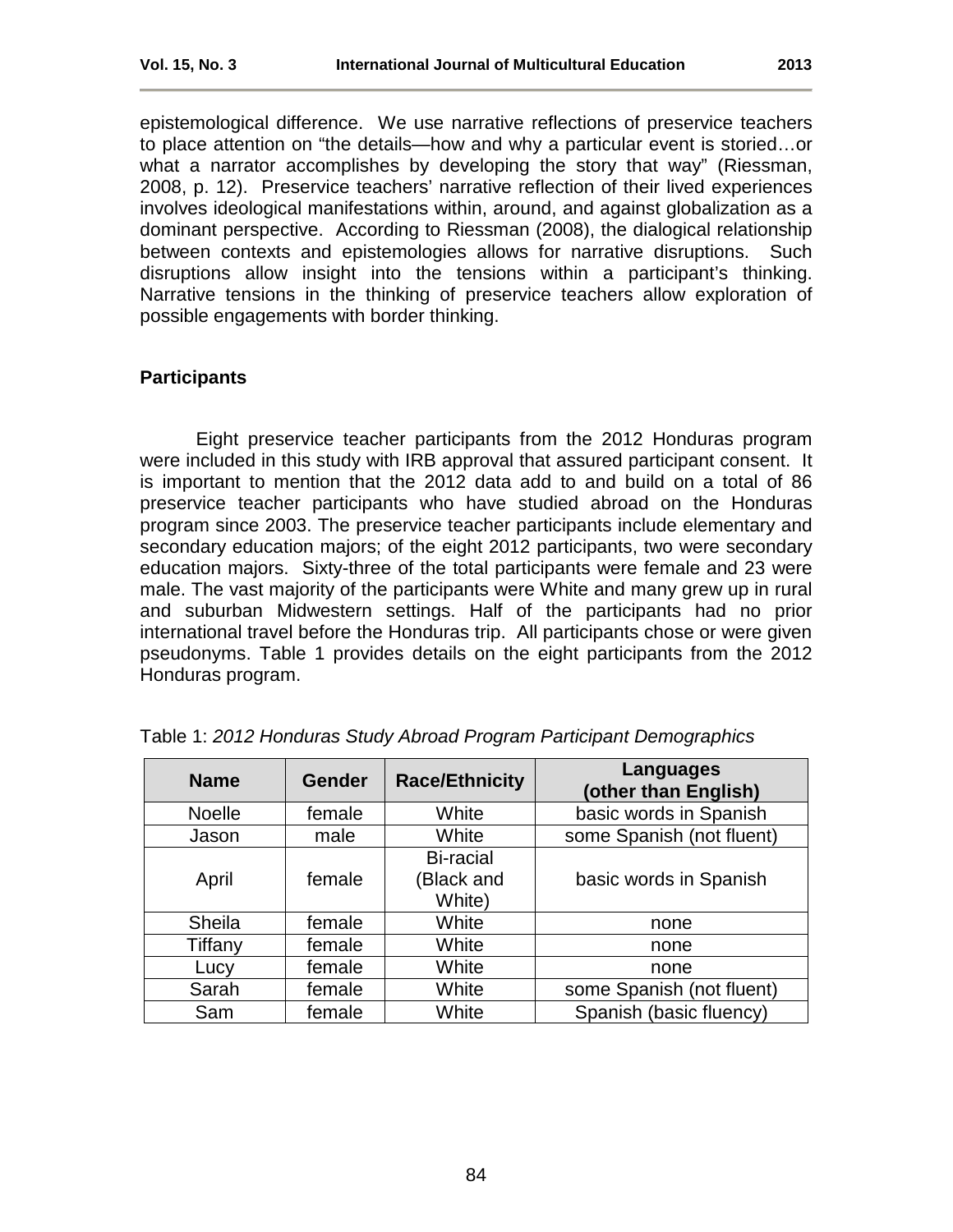epistemological difference. We use narrative reflections of preservice teachers to place attention on "the details—how and why a particular event is storied…or what a narrator accomplishes by developing the story that way" (Riessman, 2008, p. 12). Preservice teachers' narrative reflection of their lived experiences involves ideological manifestations within, around, and against globalization as a dominant perspective. According to Riessman (2008), the dialogical relationship between contexts and epistemologies allows for narrative disruptions. Such disruptions allow insight into the tensions within a participant's thinking. Narrative tensions in the thinking of preservice teachers allow exploration of possible engagements with border thinking.

## Participants

Eight preservice teacher participants from the 2012 Honduras program were included in this study with IRB approval that assured participant consent. It is important to mention that the 2012 data add to and build on a total of 86 preservice teacher participants who have studied abroad on the Honduras program since 2003. The preservice teacher participants include elementary and secondary education majors; of the eight 2012 participants, two were secondary education majors. Sixty-three of the total participants were female and 23 were male. The vast majority of the participants were White and many grew up in rural and suburban Midwestern settings. Half of the participants had no prior international travel before the Honduras trip. All participants chose or were given pseudonyms. Table 1 provides details on the eight participants from the 2012 Honduras program.

Table 1: *2012 Honduras Study Abroad Program Participant Demographics*

| Name | Gender | Race/Ethnicity | Languages (other than English) |
|---|---|---|---|
| Noelle | female | White | basic words in Spanish |
| Jason | male | White | some Spanish (not fluent) |
| April | female | Bi-racial (Black and White) | basic words in Spanish |
| Sheila | female | White | none |
| Tiffany | female | White | none |
| Lucy | female | White | none |
| Sarah | female | White | some Spanish (not fluent) |
| Sam | female | White | Spanish (basic fluency) |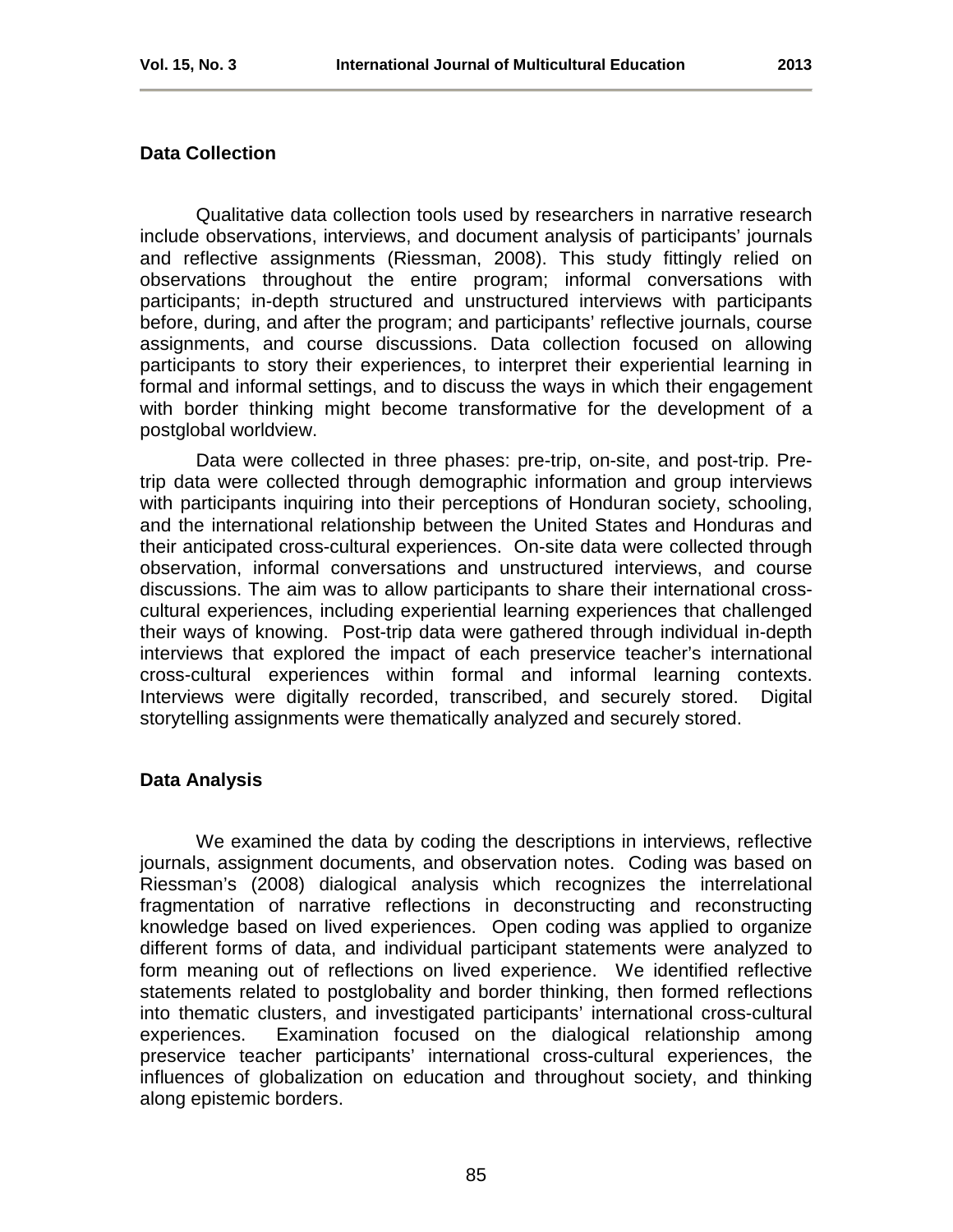## Data Collection

Qualitative data collection tools used by researchers in narrative research include observations, interviews, and document analysis of participants' journals and reflective assignments (Riessman, 2008). This study fittingly relied on observations throughout the entire program; informal conversations with participants; in-depth structured and unstructured interviews with participants before, during, and after the program; and participants' reflective journals, course assignments, and course discussions. Data collection focused on allowing participants to story their experiences, to interpret their experiential learning in formal and informal settings, and to discuss the ways in which their engagement with border thinking might become transformative for the development of a postglobal worldview.

Data were collected in three phases: pre-trip, on-site, and post-trip. Pre-trip data were collected through demographic information and group interviews with participants inquiring into their perceptions of Honduran society, schooling, and the international relationship between the United States and Honduras and their anticipated cross-cultural experiences. On-site data were collected through observation, informal conversations and unstructured interviews, and course discussions. The aim was to allow participants to share their international cross-cultural experiences, including experiential learning experiences that challenged their ways of knowing. Post-trip data were gathered through individual in-depth interviews that explored the impact of each preservice teacher's international cross-cultural experiences within formal and informal learning contexts. Interviews were digitally recorded, transcribed, and securely stored. Digital storytelling assignments were thematically analyzed and securely stored.

## Data Analysis

We examined the data by coding the descriptions in interviews, reflective journals, assignment documents, and observation notes. Coding was based on Riessman's (2008) dialogical analysis which recognizes the interrelational fragmentation of narrative reflections in deconstructing and reconstructing knowledge based on lived experiences. Open coding was applied to organize different forms of data, and individual participant statements were analyzed to form meaning out of reflections on lived experience. We identified reflective statements related to postglobality and border thinking, then formed reflections into thematic clusters, and investigated participants' international cross-cultural experiences. Examination focused on the dialogical relationship among preservice teacher participants' international cross-cultural experiences, the influences of globalization on education and throughout society, and thinking along epistemic borders.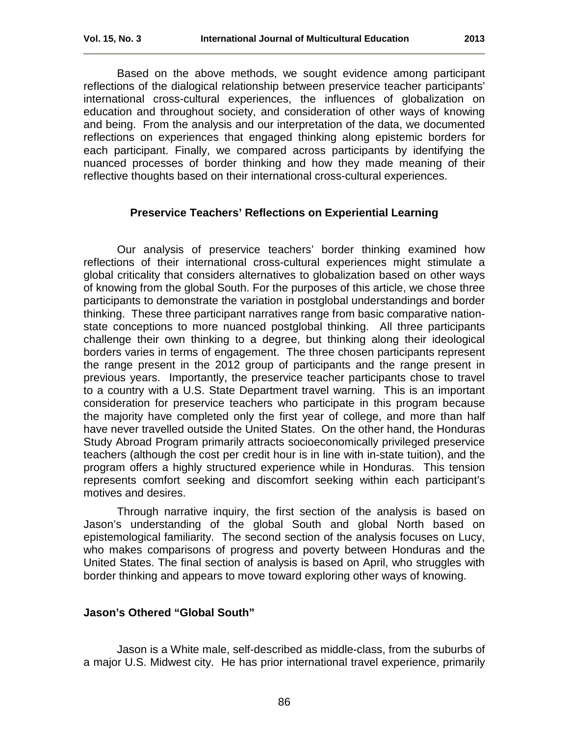Based on the above methods, we sought evidence among participant reflections of the dialogical relationship between preservice teacher participants' international cross-cultural experiences, the influences of globalization on education and throughout society, and consideration of other ways of knowing and being. From the analysis and our interpretation of the data, we documented reflections on experiences that engaged thinking along epistemic borders for each participant. Finally, we compared across participants by identifying the nuanced processes of border thinking and how they made meaning of their reflective thoughts based on their international cross-cultural experiences.

## Preservice Teachers' Reflections on Experiential Learning

Our analysis of preservice teachers' border thinking examined how reflections of their international cross-cultural experiences might stimulate a global criticality that considers alternatives to globalization based on other ways of knowing from the global South. For the purposes of this article, we chose three participants to demonstrate the variation in postglobal understandings and border thinking. These three participant narratives range from basic comparative nation-state conceptions to more nuanced postglobal thinking. All three participants challenge their own thinking to a degree, but thinking along their ideological borders varies in terms of engagement. The three chosen participants represent the range present in the 2012 group of participants and the range present in previous years. Importantly, the preservice teacher participants chose to travel to a country with a U.S. State Department travel warning. This is an important consideration for preservice teachers who participate in this program because the majority have completed only the first year of college, and more than half have never travelled outside the United States. On the other hand, the Honduras Study Abroad Program primarily attracts socioeconomically privileged preservice teachers (although the cost per credit hour is in line with in-state tuition), and the program offers a highly structured experience while in Honduras. This tension represents comfort seeking and discomfort seeking within each participant's motives and desires.

Through narrative inquiry, the first section of the analysis is based on Jason's understanding of the global South and global North based on epistemological familiarity. The second section of the analysis focuses on Lucy, who makes comparisons of progress and poverty between Honduras and the United States. The final section of analysis is based on April, who struggles with border thinking and appears to move toward exploring other ways of knowing.

### Jason's Othered "Global South"

Jason is a White male, self-described as middle-class, from the suburbs of a major U.S. Midwest city. He has prior international travel experience, primarily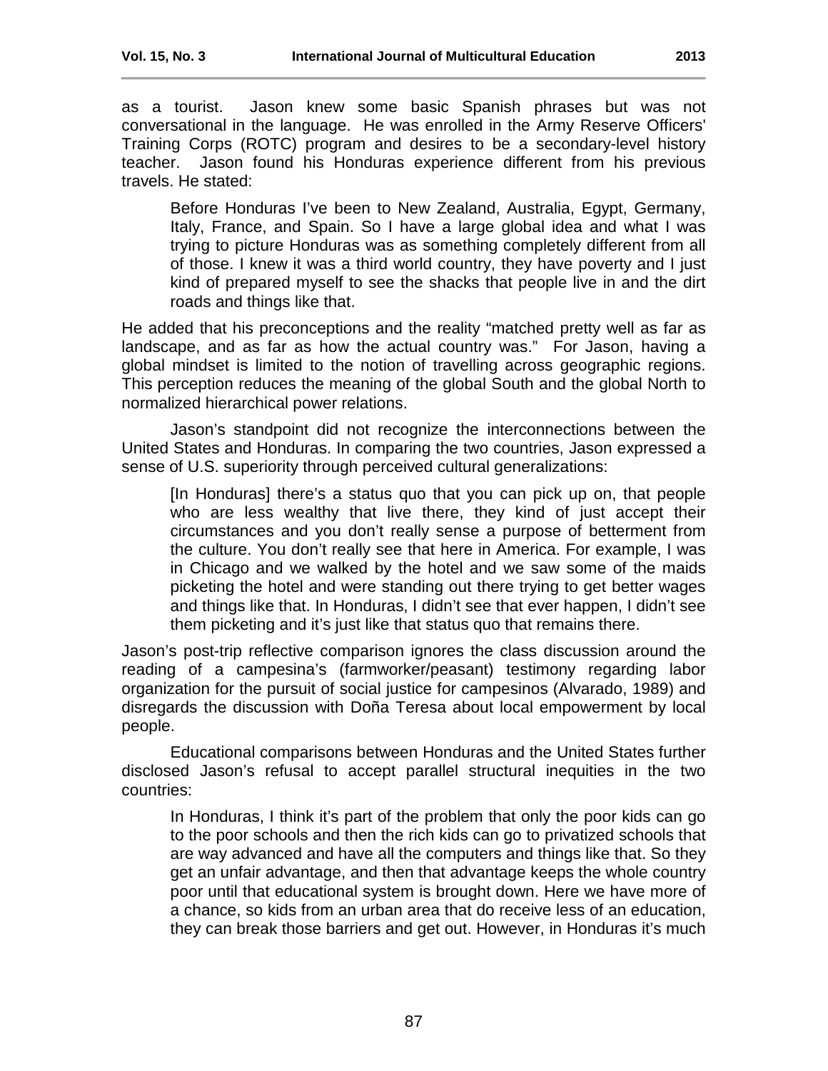as a tourist. Jason knew some basic Spanish phrases but was not conversational in the language. He was enrolled in the Army Reserve Officers' Training Corps (ROTC) program and desires to be a secondary-level history teacher. Jason found his Honduras experience different from his previous travels. He stated:

> Before Honduras I've been to New Zealand, Australia, Egypt, Germany, Italy, France, and Spain. So I have a large global idea and what I was trying to picture Honduras was as something completely different from all of those. I knew it was a third world country, they have poverty and I just kind of prepared myself to see the shacks that people live in and the dirt roads and things like that.

He added that his preconceptions and the reality "matched pretty well as far as landscape, and as far as how the actual country was." For Jason, having a global mindset is limited to the notion of travelling across geographic regions. This perception reduces the meaning of the global South and the global North to normalized hierarchical power relations.

Jason's standpoint did not recognize the interconnections between the United States and Honduras. In comparing the two countries, Jason expressed a sense of U.S. superiority through perceived cultural generalizations:

> [In Honduras] there's a status quo that you can pick up on, that people who are less wealthy that live there, they kind of just accept their circumstances and you don't really sense a purpose of betterment from the culture. You don't really see that here in America. For example, I was in Chicago and we walked by the hotel and we saw some of the maids picketing the hotel and were standing out there trying to get better wages and things like that. In Honduras, I didn't see that ever happen, I didn't see them picketing and it's just like that status quo that remains there.

Jason's post-trip reflective comparison ignores the class discussion around the reading of a campesina's (farmworker/peasant) testimony regarding labor organization for the pursuit of social justice for campesinos (Alvarado, 1989) and disregards the discussion with Doña Teresa about local empowerment by local people.

Educational comparisons between Honduras and the United States further disclosed Jason's refusal to accept parallel structural inequities in the two countries:

> In Honduras, I think it's part of the problem that only the poor kids can go to the poor schools and then the rich kids can go to privatized schools that are way advanced and have all the computers and things like that. So they get an unfair advantage, and then that advantage keeps the whole country poor until that educational system is brought down. Here we have more of a chance, so kids from an urban area that do receive less of an education, they can break those barriers and get out. However, in Honduras it's much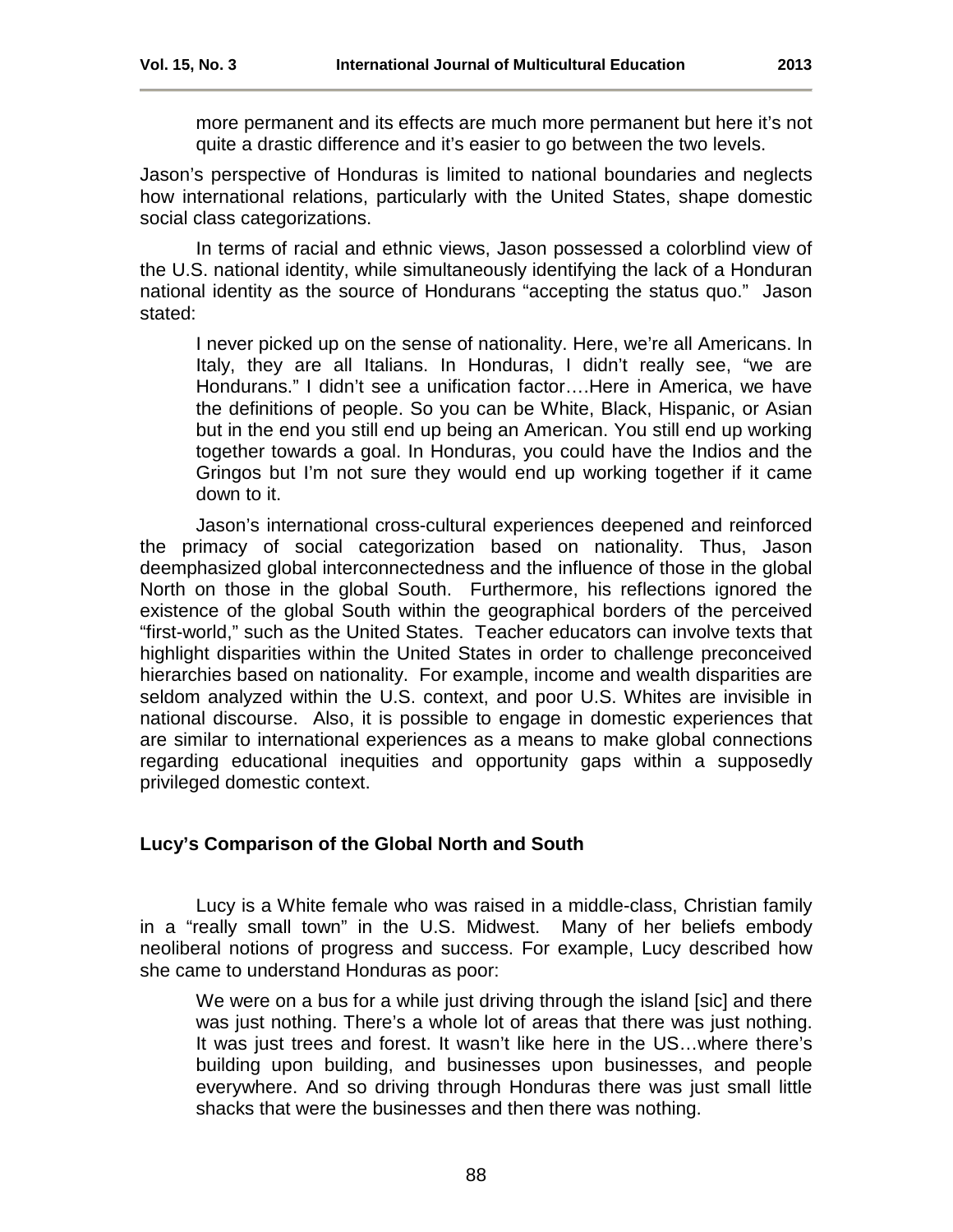> more permanent and its effects are much more permanent but here it's not quite a drastic difference and it's easier to go between the two levels.

Jason's perspective of Honduras is limited to national boundaries and neglects how international relations, particularly with the United States, shape domestic social class categorizations.

In terms of racial and ethnic views, Jason possessed a colorblind view of the U.S. national identity, while simultaneously identifying the lack of a Honduran national identity as the source of Hondurans "accepting the status quo." Jason stated:

> I never picked up on the sense of nationality. Here, we're all Americans. In Italy, they are all Italians. In Honduras, I didn't really see, "we are Hondurans." I didn't see a unification factor….Here in America, we have the definitions of people. So you can be White, Black, Hispanic, or Asian but in the end you still end up being an American. You still end up working together towards a goal. In Honduras, you could have the Indios and the Gringos but I'm not sure they would end up working together if it came down to it.

Jason's international cross-cultural experiences deepened and reinforced the primacy of social categorization based on nationality. Thus, Jason deemphasized global interconnectedness and the influence of those in the global North on those in the global South. Furthermore, his reflections ignored the existence of the global South within the geographical borders of the perceived "first-world," such as the United States. Teacher educators can involve texts that highlight disparities within the United States in order to challenge preconceived hierarchies based on nationality. For example, income and wealth disparities are seldom analyzed within the U.S. context, and poor U.S. Whites are invisible in national discourse. Also, it is possible to engage in domestic experiences that are similar to international experiences as a means to make global connections regarding educational inequities and opportunity gaps within a supposedly privileged domestic context.

### Lucy's Comparison of the Global North and South

Lucy is a White female who was raised in a middle-class, Christian family in a "really small town" in the U.S. Midwest. Many of her beliefs embody neoliberal notions of progress and success. For example, Lucy described how she came to understand Honduras as poor:

> We were on a bus for a while just driving through the island [sic] and there was just nothing. There's a whole lot of areas that there was just nothing. It was just trees and forest. It wasn't like here in the US…where there's building upon building, and businesses upon businesses, and people everywhere. And so driving through Honduras there was just small little shacks that were the businesses and then there was nothing.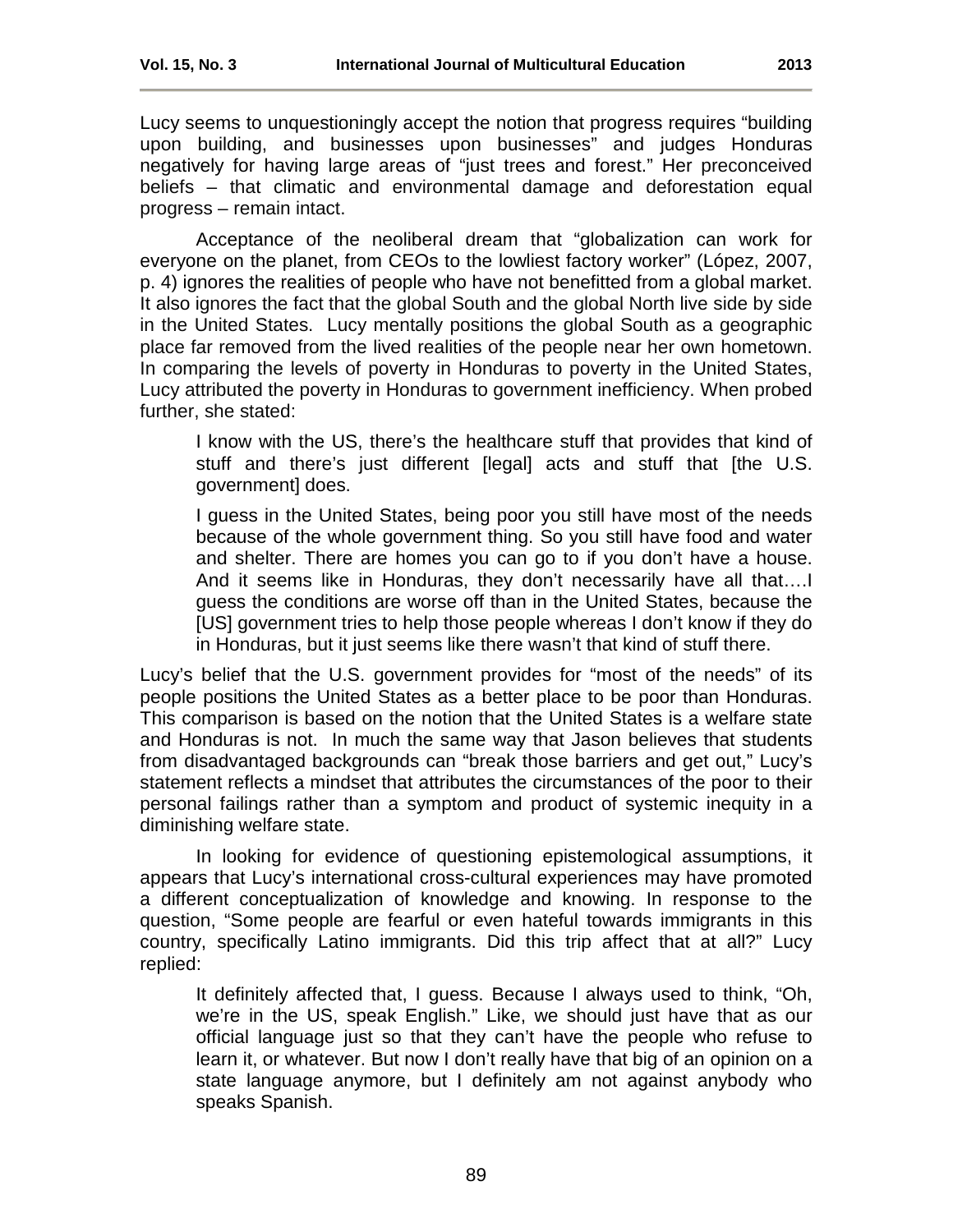Lucy seems to unquestioningly accept the notion that progress requires "building upon building, and businesses upon businesses" and judges Honduras negatively for having large areas of "just trees and forest." Her preconceived beliefs – that climatic and environmental damage and deforestation equal progress – remain intact.

Acceptance of the neoliberal dream that "globalization can work for everyone on the planet, from CEOs to the lowliest factory worker" (López, 2007, p. 4) ignores the realities of people who have not benefitted from a global market. It also ignores the fact that the global South and the global North live side by side in the United States. Lucy mentally positions the global South as a geographic place far removed from the lived realities of the people near her own hometown. In comparing the levels of poverty in Honduras to poverty in the United States, Lucy attributed the poverty in Honduras to government inefficiency. When probed further, she stated:

> I know with the US, there's the healthcare stuff that provides that kind of stuff and there's just different [legal] acts and stuff that [the U.S. government] does.
>
> I guess in the United States, being poor you still have most of the needs because of the whole government thing. So you still have food and water and shelter. There are homes you can go to if you don't have a house. And it seems like in Honduras, they don't necessarily have all that….I guess the conditions are worse off than in the United States, because the [US] government tries to help those people whereas I don't know if they do in Honduras, but it just seems like there wasn't that kind of stuff there.

Lucy's belief that the U.S. government provides for "most of the needs" of its people positions the United States as a better place to be poor than Honduras. This comparison is based on the notion that the United States is a welfare state and Honduras is not. In much the same way that Jason believes that students from disadvantaged backgrounds can "break those barriers and get out," Lucy's statement reflects a mindset that attributes the circumstances of the poor to their personal failings rather than a symptom and product of systemic inequity in a diminishing welfare state.

In looking for evidence of questioning epistemological assumptions, it appears that Lucy's international cross-cultural experiences may have promoted a different conceptualization of knowledge and knowing. In response to the question, "Some people are fearful or even hateful towards immigrants in this country, specifically Latino immigrants. Did this trip affect that at all?" Lucy replied:

> It definitely affected that, I guess. Because I always used to think, "Oh, we're in the US, speak English." Like, we should just have that as our official language just so that they can't have the people who refuse to learn it, or whatever. But now I don't really have that big of an opinion on a state language anymore, but I definitely am not against anybody who speaks Spanish.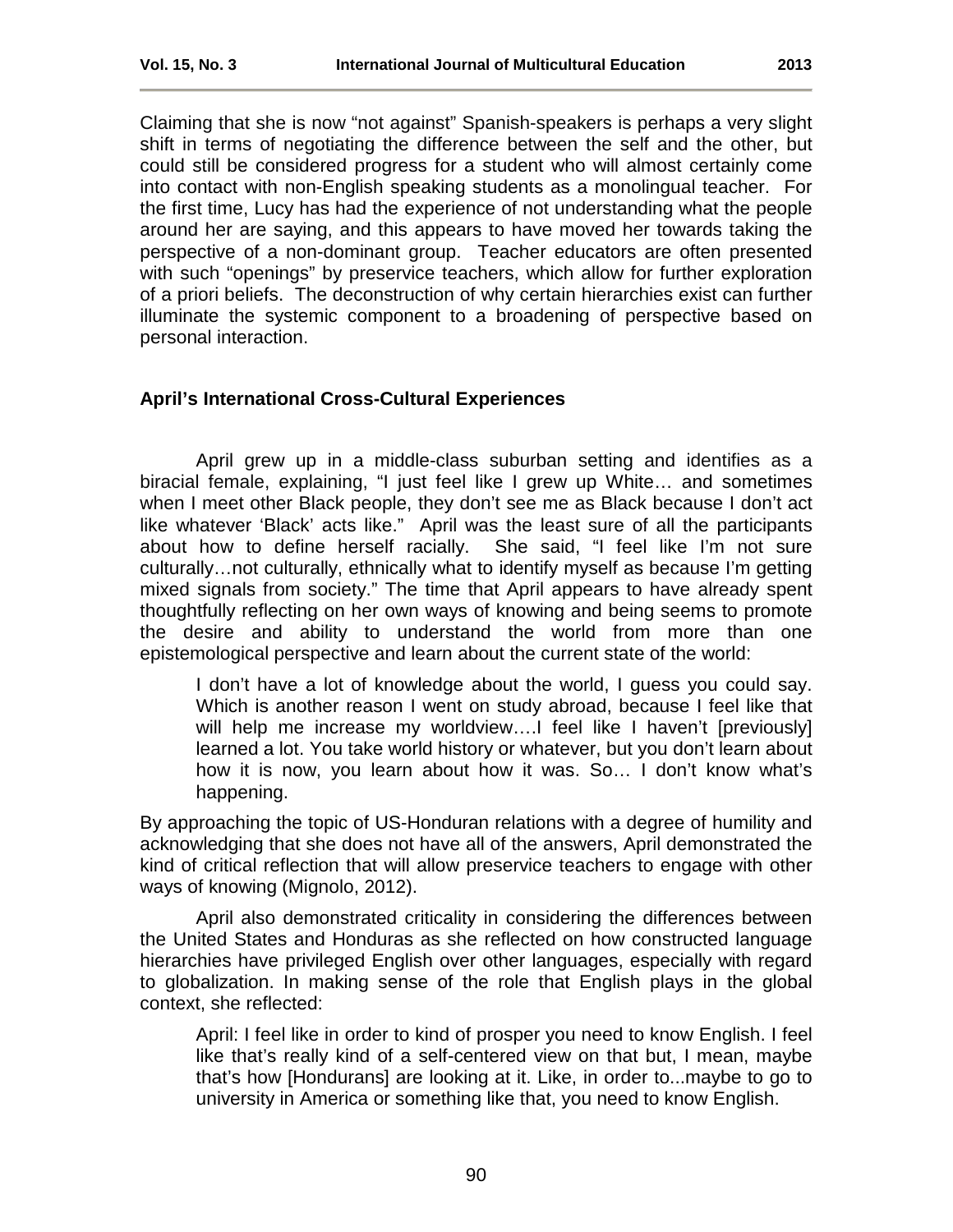Claiming that she is now "not against" Spanish-speakers is perhaps a very slight shift in terms of negotiating the difference between the self and the other, but could still be considered progress for a student who will almost certainly come into contact with non-English speaking students as a monolingual teacher. For the first time, Lucy has had the experience of not understanding what the people around her are saying, and this appears to have moved her towards taking the perspective of a non-dominant group. Teacher educators are often presented with such "openings" by preservice teachers, which allow for further exploration of a priori beliefs. The deconstruction of why certain hierarchies exist can further illuminate the systemic component to a broadening of perspective based on personal interaction.

### April's International Cross-Cultural Experiences

April grew up in a middle-class suburban setting and identifies as a biracial female, explaining, "I just feel like I grew up White… and sometimes when I meet other Black people, they don't see me as Black because I don't act like whatever 'Black' acts like." April was the least sure of all the participants about how to define herself racially. She said, "I feel like I'm not sure culturally…not culturally, ethnically what to identify myself as because I'm getting mixed signals from society." The time that April appears to have already spent thoughtfully reflecting on her own ways of knowing and being seems to promote the desire and ability to understand the world from more than one epistemological perspective and learn about the current state of the world:

> I don't have a lot of knowledge about the world, I guess you could say. Which is another reason I went on study abroad, because I feel like that will help me increase my worldview….I feel like I haven't [previously] learned a lot. You take world history or whatever, but you don't learn about how it is now, you learn about how it was. So… I don't know what's happening.

By approaching the topic of US-Honduran relations with a degree of humility and acknowledging that she does not have all of the answers, April demonstrated the kind of critical reflection that will allow preservice teachers to engage with other ways of knowing (Mignolo, 2012).

April also demonstrated criticality in considering the differences between the United States and Honduras as she reflected on how constructed language hierarchies have privileged English over other languages, especially with regard to globalization. In making sense of the role that English plays in the global context, she reflected:

> April: I feel like in order to kind of prosper you need to know English. I feel like that's really kind of a self-centered view on that but, I mean, maybe that's how [Hondurans] are looking at it. Like, in order to...maybe to go to university in America or something like that, you need to know English.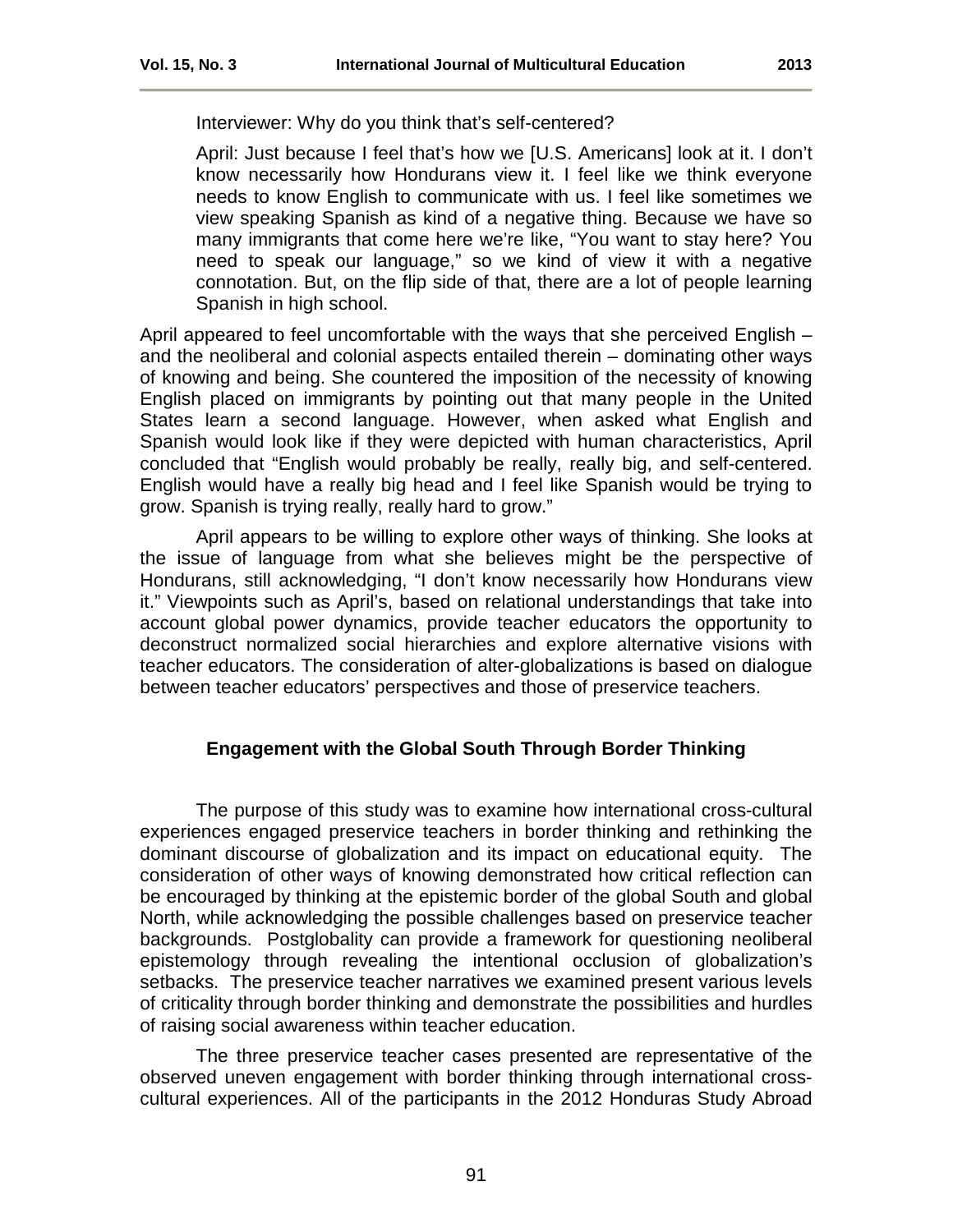> Interviewer: Why do you think that's self-centered?
>
> April: Just because I feel that's how we [U.S. Americans] look at it. I don't know necessarily how Hondurans view it. I feel like we think everyone needs to know English to communicate with us. I feel like sometimes we view speaking Spanish as kind of a negative thing. Because we have so many immigrants that come here we're like, "You want to stay here? You need to speak our language," so we kind of view it with a negative connotation. But, on the flip side of that, there are a lot of people learning Spanish in high school.

April appeared to feel uncomfortable with the ways that she perceived English – and the neoliberal and colonial aspects entailed therein – dominating other ways of knowing and being. She countered the imposition of the necessity of knowing English placed on immigrants by pointing out that many people in the United States learn a second language. However, when asked what English and Spanish would look like if they were depicted with human characteristics, April concluded that "English would probably be really, really big, and self-centered. English would have a really big head and I feel like Spanish would be trying to grow. Spanish is trying really, really hard to grow."

April appears to be willing to explore other ways of thinking. She looks at the issue of language from what she believes might be the perspective of Hondurans, still acknowledging, "I don't know necessarily how Hondurans view it." Viewpoints such as April's, based on relational understandings that take into account global power dynamics, provide teacher educators the opportunity to deconstruct normalized social hierarchies and explore alternative visions with teacher educators. The consideration of alter-globalizations is based on dialogue between teacher educators' perspectives and those of preservice teachers.

## Engagement with the Global South Through Border Thinking

The purpose of this study was to examine how international cross-cultural experiences engaged preservice teachers in border thinking and rethinking the dominant discourse of globalization and its impact on educational equity. The consideration of other ways of knowing demonstrated how critical reflection can be encouraged by thinking at the epistemic border of the global South and global North, while acknowledging the possible challenges based on preservice teacher backgrounds. Postglobality can provide a framework for questioning neoliberal epistemology through revealing the intentional occlusion of globalization's setbacks. The preservice teacher narratives we examined present various levels of criticality through border thinking and demonstrate the possibilities and hurdles of raising social awareness within teacher education.

The three preservice teacher cases presented are representative of the observed uneven engagement with border thinking through international cross-cultural experiences. All of the participants in the 2012 Honduras Study Abroad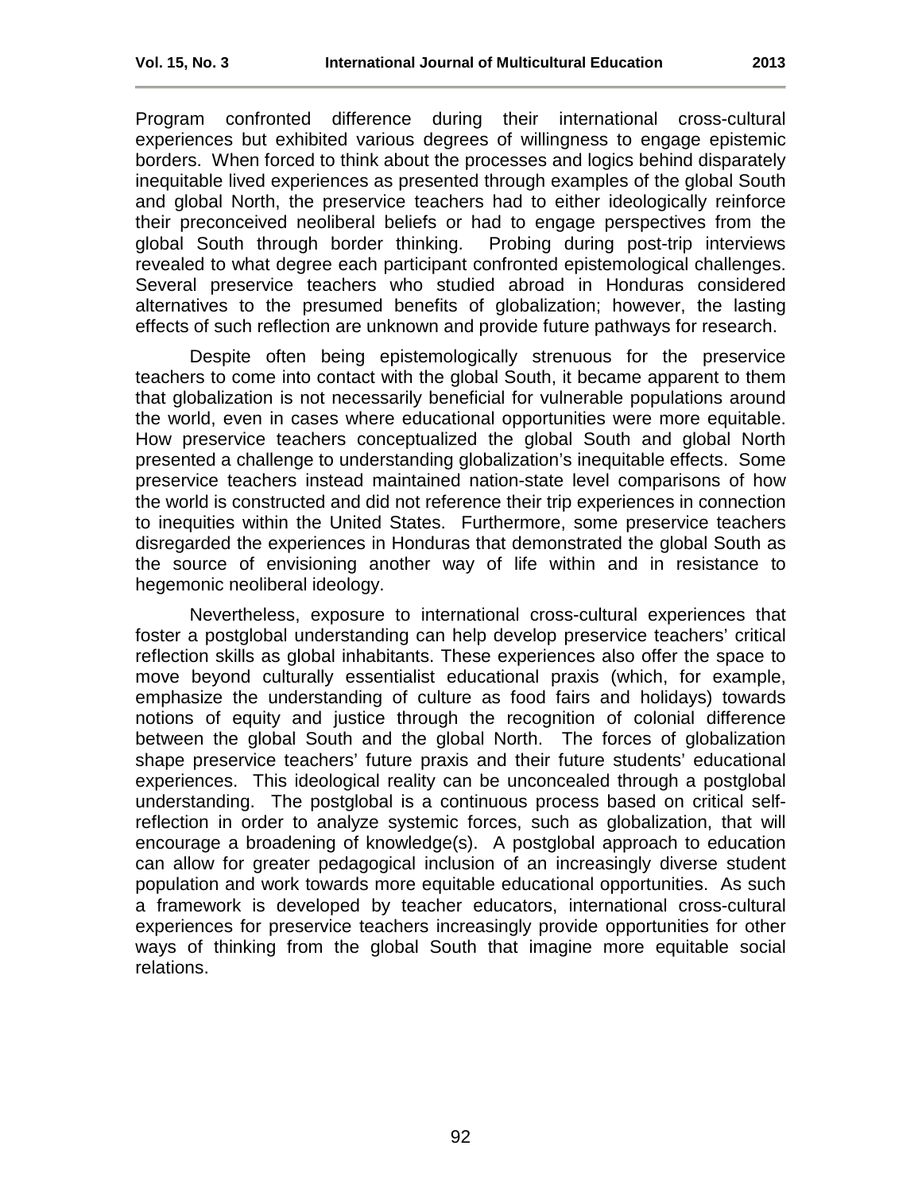Program confronted difference during their international cross-cultural experiences but exhibited various degrees of willingness to engage epistemic borders. When forced to think about the processes and logics behind disparately inequitable lived experiences as presented through examples of the global South and global North, the preservice teachers had to either ideologically reinforce their preconceived neoliberal beliefs or had to engage perspectives from the global South through border thinking. Probing during post-trip interviews revealed to what degree each participant confronted epistemological challenges. Several preservice teachers who studied abroad in Honduras considered alternatives to the presumed benefits of globalization; however, the lasting effects of such reflection are unknown and provide future pathways for research.

Despite often being epistemologically strenuous for the preservice teachers to come into contact with the global South, it became apparent to them that globalization is not necessarily beneficial for vulnerable populations around the world, even in cases where educational opportunities were more equitable. How preservice teachers conceptualized the global South and global North presented a challenge to understanding globalization's inequitable effects. Some preservice teachers instead maintained nation-state level comparisons of how the world is constructed and did not reference their trip experiences in connection to inequities within the United States. Furthermore, some preservice teachers disregarded the experiences in Honduras that demonstrated the global South as the source of envisioning another way of life within and in resistance to hegemonic neoliberal ideology.

Nevertheless, exposure to international cross-cultural experiences that foster a postglobal understanding can help develop preservice teachers' critical reflection skills as global inhabitants. These experiences also offer the space to move beyond culturally essentialist educational praxis (which, for example, emphasize the understanding of culture as food fairs and holidays) towards notions of equity and justice through the recognition of colonial difference between the global South and the global North. The forces of globalization shape preservice teachers' future praxis and their future students' educational experiences. This ideological reality can be unconcealed through a postglobal understanding. The postglobal is a continuous process based on critical self-reflection in order to analyze systemic forces, such as globalization, that will encourage a broadening of knowledge(s). A postglobal approach to education can allow for greater pedagogical inclusion of an increasingly diverse student population and work towards more equitable educational opportunities. As such a framework is developed by teacher educators, international cross-cultural experiences for preservice teachers increasingly provide opportunities for other ways of thinking from the global South that imagine more equitable social relations.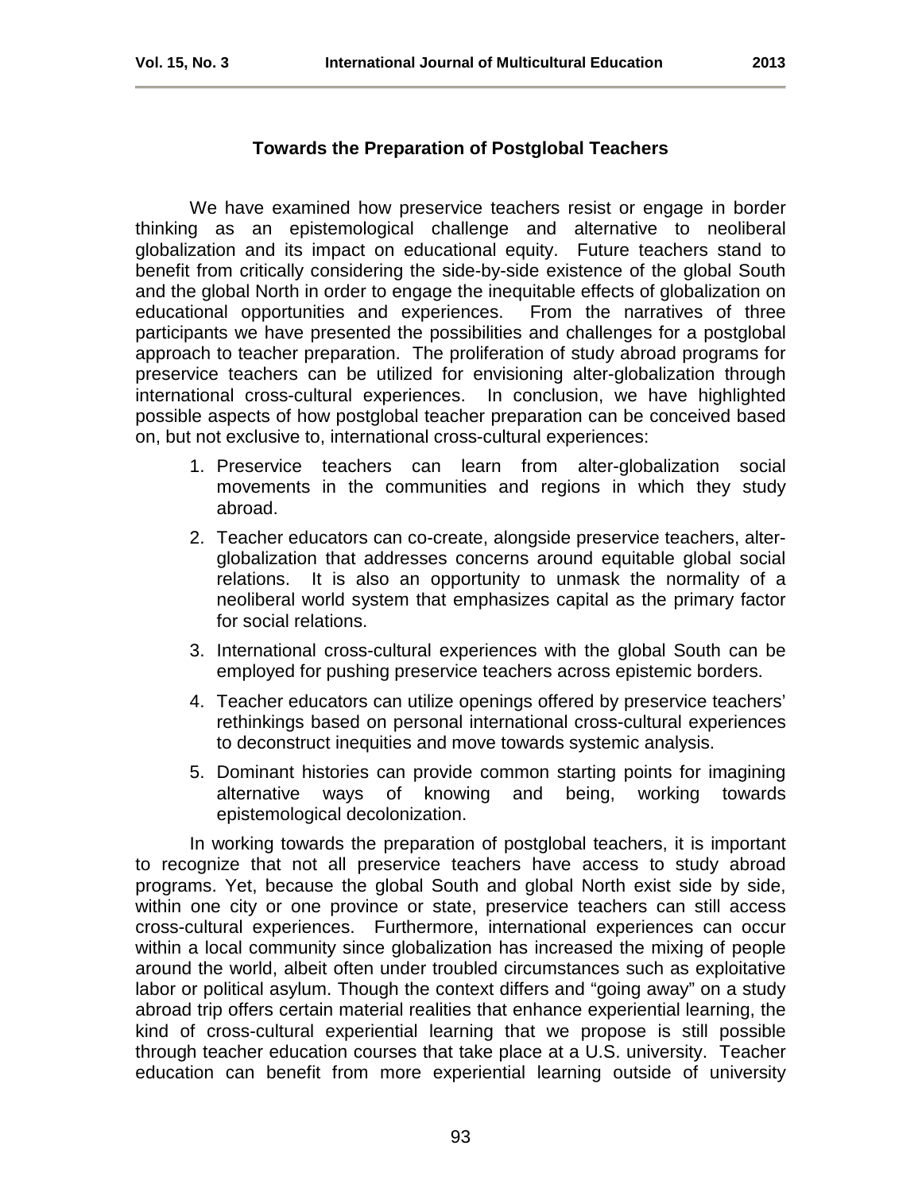## Towards the Preparation of Postglobal Teachers

We have examined how preservice teachers resist or engage in border thinking as an epistemological challenge and alternative to neoliberal globalization and its impact on educational equity. Future teachers stand to benefit from critically considering the side-by-side existence of the global South and the global North in order to engage the inequitable effects of globalization on educational opportunities and experiences. From the narratives of three participants we have presented the possibilities and challenges for a postglobal approach to teacher preparation. The proliferation of study abroad programs for preservice teachers can be utilized for envisioning alter-globalization through international cross-cultural experiences. In conclusion, we have highlighted possible aspects of how postglobal teacher preparation can be conceived based on, but not exclusive to, international cross-cultural experiences:

1. Preservice teachers can learn from alter-globalization social movements in the communities and regions in which they study abroad.
2. Teacher educators can co-create, alongside preservice teachers, alter-globalization that addresses concerns around equitable global social relations. It is also an opportunity to unmask the normality of a neoliberal world system that emphasizes capital as the primary factor for social relations.
3. International cross-cultural experiences with the global South can be employed for pushing preservice teachers across epistemic borders.
4. Teacher educators can utilize openings offered by preservice teachers' rethinkings based on personal international cross-cultural experiences to deconstruct inequities and move towards systemic analysis.
5. Dominant histories can provide common starting points for imagining alternative ways of knowing and being, working towards epistemological decolonization.

In working towards the preparation of postglobal teachers, it is important to recognize that not all preservice teachers have access to study abroad programs. Yet, because the global South and global North exist side by side, within one city or one province or state, preservice teachers can still access cross-cultural experiences. Furthermore, international experiences can occur within a local community since globalization has increased the mixing of people around the world, albeit often under troubled circumstances such as exploitative labor or political asylum. Though the context differs and "going away" on a study abroad trip offers certain material realities that enhance experiential learning, the kind of cross-cultural experiential learning that we propose is still possible through teacher education courses that take place at a U.S. university. Teacher education can benefit from more experiential learning outside of university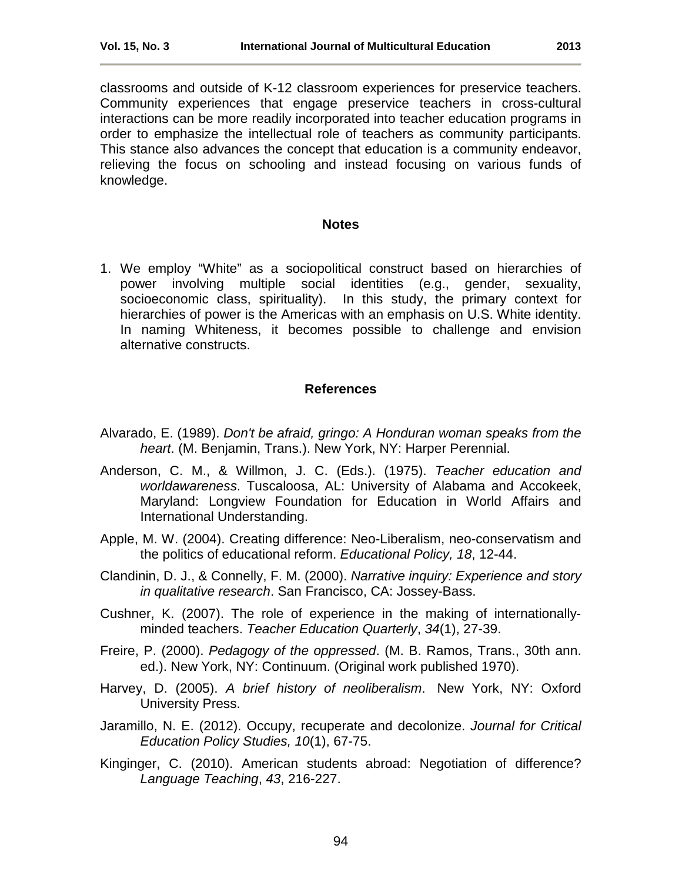classrooms and outside of K-12 classroom experiences for preservice teachers. Community experiences that engage preservice teachers in cross-cultural interactions can be more readily incorporated into teacher education programs in order to emphasize the intellectual role of teachers as community participants. This stance also advances the concept that education is a community endeavor, relieving the focus on schooling and instead focusing on various funds of knowledge.

## Notes

1. We employ "White" as a sociopolitical construct based on hierarchies of power involving multiple social identities (e.g., gender, sexuality, socioeconomic class, spirituality). In this study, the primary context for hierarchies of power is the Americas with an emphasis on U.S. White identity. In naming Whiteness, it becomes possible to challenge and envision alternative constructs.

## References

Alvarado, E. (1989). *Don't be afraid, gringo: A Honduran woman speaks from the heart*. (M. Benjamin, Trans.). New York, NY: Harper Perennial.

Anderson, C. M., & Willmon, J. C. (Eds.). (1975). *Teacher education and worldawareness*. Tuscaloosa, AL: University of Alabama and Accokeek, Maryland: Longview Foundation for Education in World Affairs and International Understanding.

Apple, M. W. (2004). Creating difference: Neo-Liberalism, neo-conservatism and the politics of educational reform. *Educational Policy, 18*, 12-44.

Clandinin, D. J., & Connelly, F. M. (2000). *Narrative inquiry: Experience and story in qualitative research*. San Francisco, CA: Jossey-Bass.

Cushner, K. (2007). The role of experience in the making of internationally-minded teachers. *Teacher Education Quarterly*, *34*(1), 27-39.

Freire, P. (2000). *Pedagogy of the oppressed*. (M. B. Ramos, Trans., 30th ann. ed.). New York, NY: Continuum. (Original work published 1970).

Harvey, D. (2005). *A brief history of neoliberalism*. New York, NY: Oxford University Press.

Jaramillo, N. E. (2012). Occupy, recuperate and decolonize. *Journal for Critical Education Policy Studies, 10*(1), 67-75.

Kinginger, C. (2010). American students abroad: Negotiation of difference? *Language Teaching*, *43*, 216-227.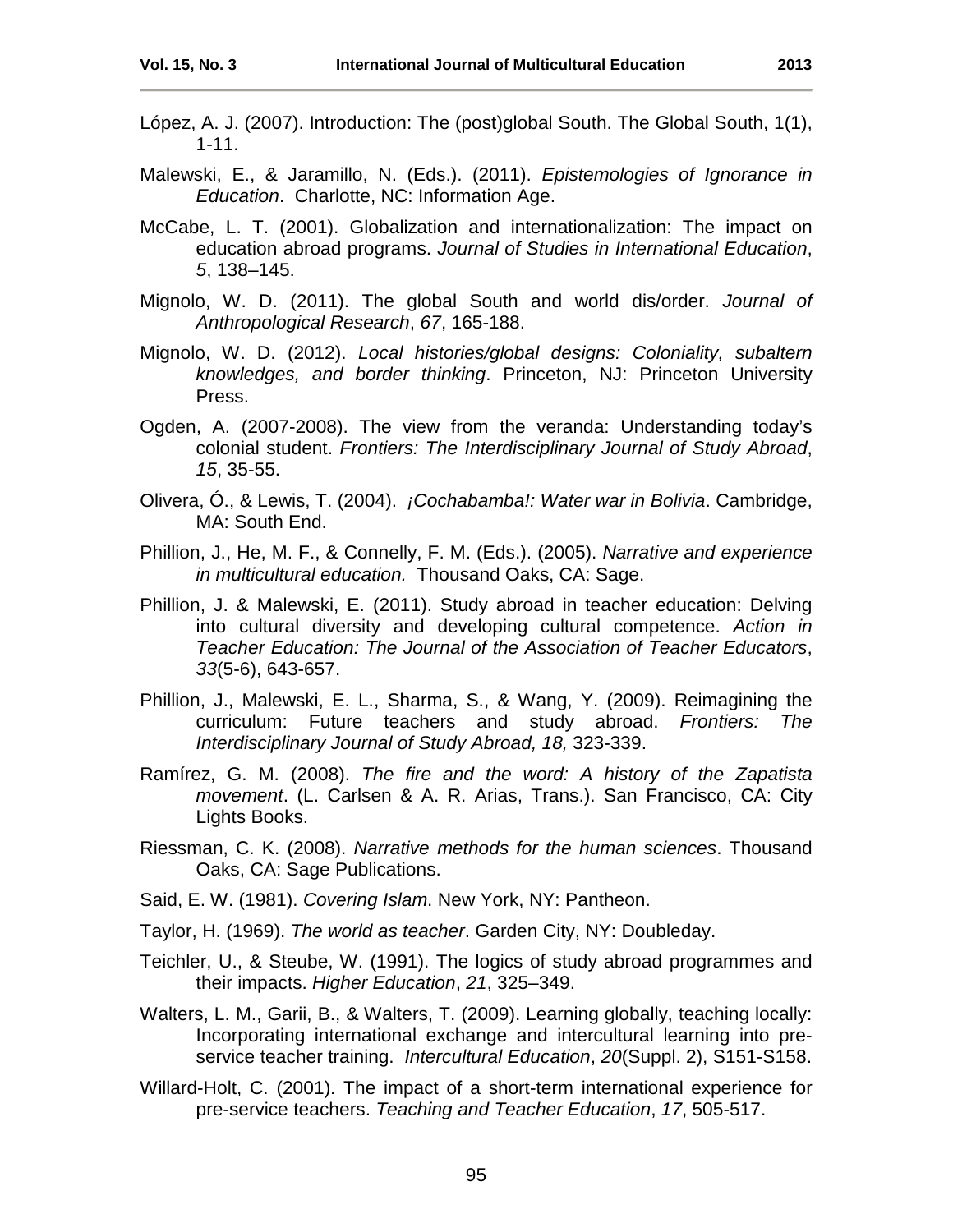López, A. J. (2007). Introduction: The (post)global South. The Global South, 1(1), 1-11.

Malewski, E., & Jaramillo, N. (Eds.). (2011). *Epistemologies of Ignorance in Education*. Charlotte, NC: Information Age.

McCabe, L. T. (2001). Globalization and internationalization: The impact on education abroad programs. *Journal of Studies in International Education*, *5*, 138–145.

Mignolo, W. D. (2011). The global South and world dis/order. *Journal of Anthropological Research*, *67*, 165-188.

Mignolo, W. D. (2012). *Local histories/global designs: Coloniality, subaltern knowledges, and border thinking*. Princeton, NJ: Princeton University Press.

Ogden, A. (2007-2008). The view from the veranda: Understanding today's colonial student. *Frontiers: The Interdisciplinary Journal of Study Abroad*, *15*, 35-55.

Olivera, Ó., & Lewis, T. (2004). *¡Cochabamba!: Water war in Bolivia*. Cambridge, MA: South End.

Phillion, J., He, M. F., & Connelly, F. M. (Eds.). (2005). *Narrative and experience in multicultural education.* Thousand Oaks, CA: Sage.

Phillion, J. & Malewski, E. (2011). Study abroad in teacher education: Delving into cultural diversity and developing cultural competence. *Action in Teacher Education: The Journal of the Association of Teacher Educators*, *33*(5-6), 643-657.

Phillion, J., Malewski, E. L., Sharma, S., & Wang, Y. (2009). Reimagining the curriculum: Future teachers and study abroad. *Frontiers: The Interdisciplinary Journal of Study Abroad, 18,* 323-339.

Ramírez, G. M. (2008). *The fire and the word: A history of the Zapatista movement*. (L. Carlsen & A. R. Arias, Trans.). San Francisco, CA: City Lights Books.

Riessman, C. K. (2008). *Narrative methods for the human sciences*. Thousand Oaks, CA: Sage Publications.

Said, E. W. (1981). *Covering Islam*. New York, NY: Pantheon.

Taylor, H. (1969). *The world as teacher*. Garden City, NY: Doubleday.

Teichler, U., & Steube, W. (1991). The logics of study abroad programmes and their impacts. *Higher Education*, *21*, 325–349.

Walters, L. M., Garii, B., & Walters, T. (2009). Learning globally, teaching locally: Incorporating international exchange and intercultural learning into pre-service teacher training. *Intercultural Education*, *20*(Suppl. 2), S151-S158.

Willard-Holt, C. (2001). The impact of a short-term international experience for pre-service teachers. *Teaching and Teacher Education*, *17*, 505-517.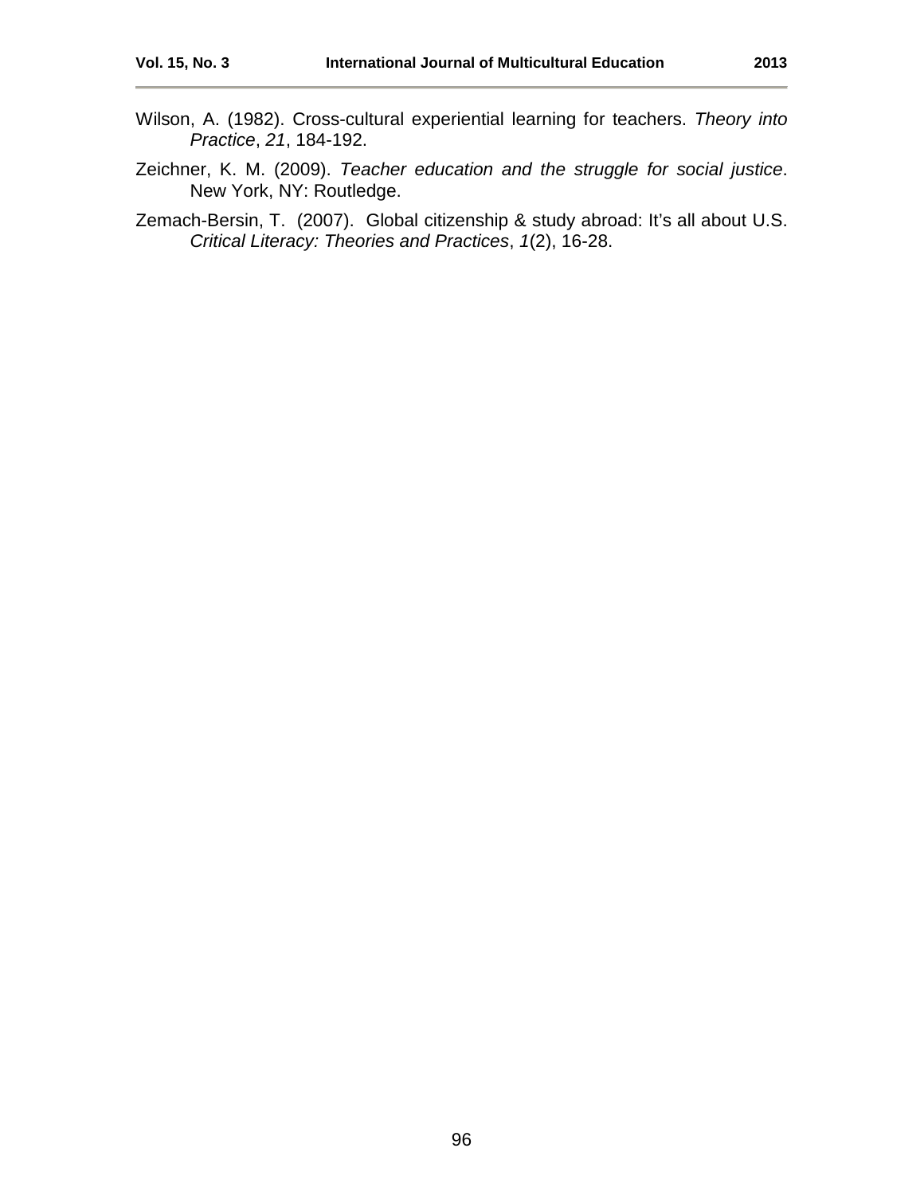Wilson, A. (1982). Cross-cultural experiential learning for teachers. *Theory into Practice*, *21*, 184-192.

Zeichner, K. M. (2009). *Teacher education and the struggle for social justice*. New York, NY: Routledge.

Zemach-Bersin, T. (2007). Global citizenship & study abroad: It's all about U.S. *Critical Literacy: Theories and Practices*, *1*(2), 16-28.